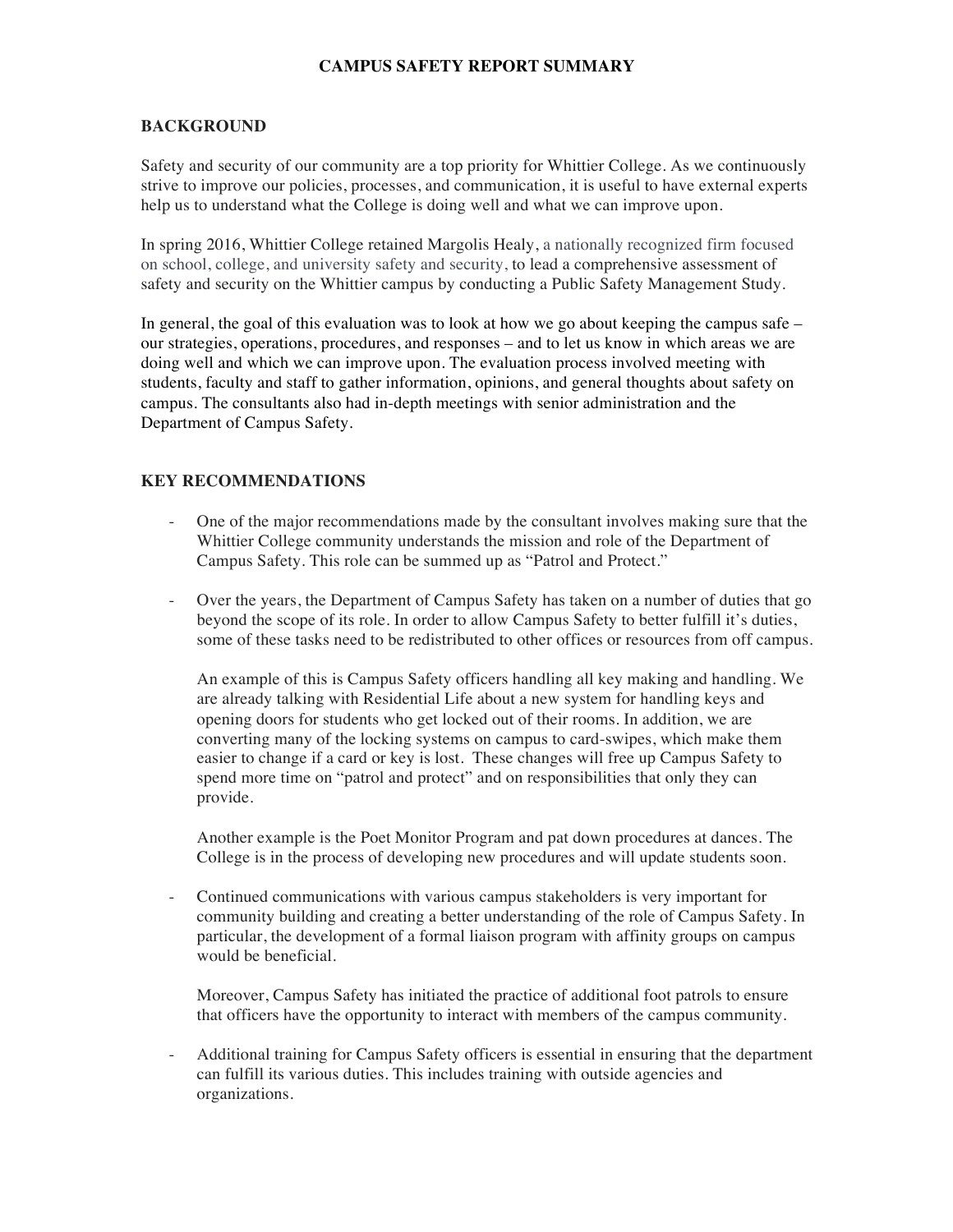# CAMPUS SAFETY REPORT SUMMARY

## BACKGROUND

Safety and security of our community are a top priority for Whittier College. As we continuously strive to improve our policies, processes, and communication, it is useful to have external experts help us to understand what the College is doing well and what we can improve upon.

In spring 2016, Whittier College retained Margolis Healy, a nationally recognized firm focused on school, college, and university safety and security, to lead a comprehensive assessment of safety and security on the Whittier campus by conducting a Public Safety Management Study.

In general, the goal of this evaluation was to look at how we go about keeping the campus safe – our strategies, operations, procedures, and responses – and to let us know in which areas we are doing well and which we can improve upon. The evaluation process involved meeting with students, faculty and staff to gather information, opinions, and general thoughts about safety on campus. The consultants also had in-depth meetings with senior administration and the Department of Campus Safety.

## KEY RECOMMENDATIONS

- One of the major recommendations made by the consultant involves making sure that the Whittier College community understands the mission and role of the Department of Campus Safety. This role can be summed up as "Patrol and Protect."

- Over the years, the Department of Campus Safety has taken on a number of duties that go beyond the scope of its role. In order to allow Campus Safety to better fulfill it's duties, some of these tasks need to be redistributed to other offices or resources from off campus.

  An example of this is Campus Safety officers handling all key making and handling. We are already talking with Residential Life about a new system for handling keys and opening doors for students who get locked out of their rooms. In addition, we are converting many of the locking systems on campus to card-swipes, which make them easier to change if a card or key is lost. These changes will free up Campus Safety to spend more time on "patrol and protect" and on responsibilities that only they can provide.

  Another example is the Poet Monitor Program and pat down procedures at dances. The College is in the process of developing new procedures and will update students soon.

- Continued communications with various campus stakeholders is very important for community building and creating a better understanding of the role of Campus Safety. In particular, the development of a formal liaison program with affinity groups on campus would be beneficial.

  Moreover, Campus Safety has initiated the practice of additional foot patrols to ensure that officers have the opportunity to interact with members of the campus community.

- Additional training for Campus Safety officers is essential in ensuring that the department can fulfill its various duties. This includes training with outside agencies and organizations.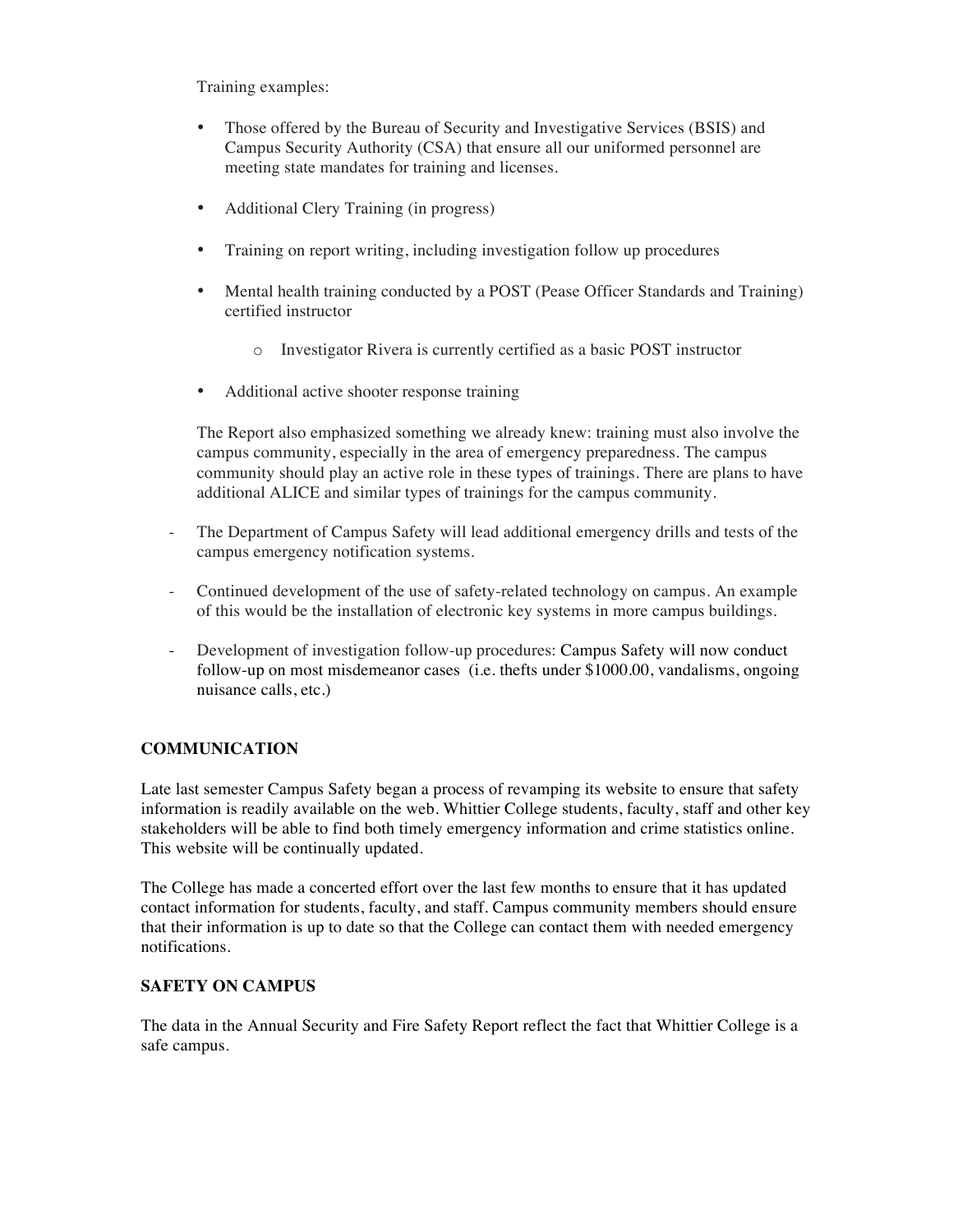Training examples:

- Those offered by the Bureau of Security and Investigative Services (BSIS) and Campus Security Authority (CSA) that ensure all our uniformed personnel are meeting state mandates for training and licenses.
- Additional Clery Training (in progress)
- Training on report writing, including investigation follow up procedures
- Mental health training conducted by a POST (Pease Officer Standards and Training) certified instructor
    - Investigator Rivera is currently certified as a basic POST instructor
- Additional active shooter response training

The Report also emphasized something we already knew: training must also involve the campus community, especially in the area of emergency preparedness. The campus community should play an active role in these types of trainings. There are plans to have additional ALICE and similar types of trainings for the campus community.

- The Department of Campus Safety will lead additional emergency drills and tests of the campus emergency notification systems.
- Continued development of the use of safety-related technology on campus. An example of this would be the installation of electronic key systems in more campus buildings.
- Development of investigation follow-up procedures: Campus Safety will now conduct follow-up on most misdemeanor cases (i.e. thefts under $1000.00, vandalisms, ongoing nuisance calls, etc.)

**COMMUNICATION**

Late last semester Campus Safety began a process of revamping its website to ensure that safety information is readily available on the web. Whittier College students, faculty, staff and other key stakeholders will be able to find both timely emergency information and crime statistics online. This website will be continually updated.

The College has made a concerted effort over the last few months to ensure that it has updated contact information for students, faculty, and staff. Campus community members should ensure that their information is up to date so that the College can contact them with needed emergency notifications.

**SAFETY ON CAMPUS**

The data in the Annual Security and Fire Safety Report reflect the fact that Whittier College is a safe campus.